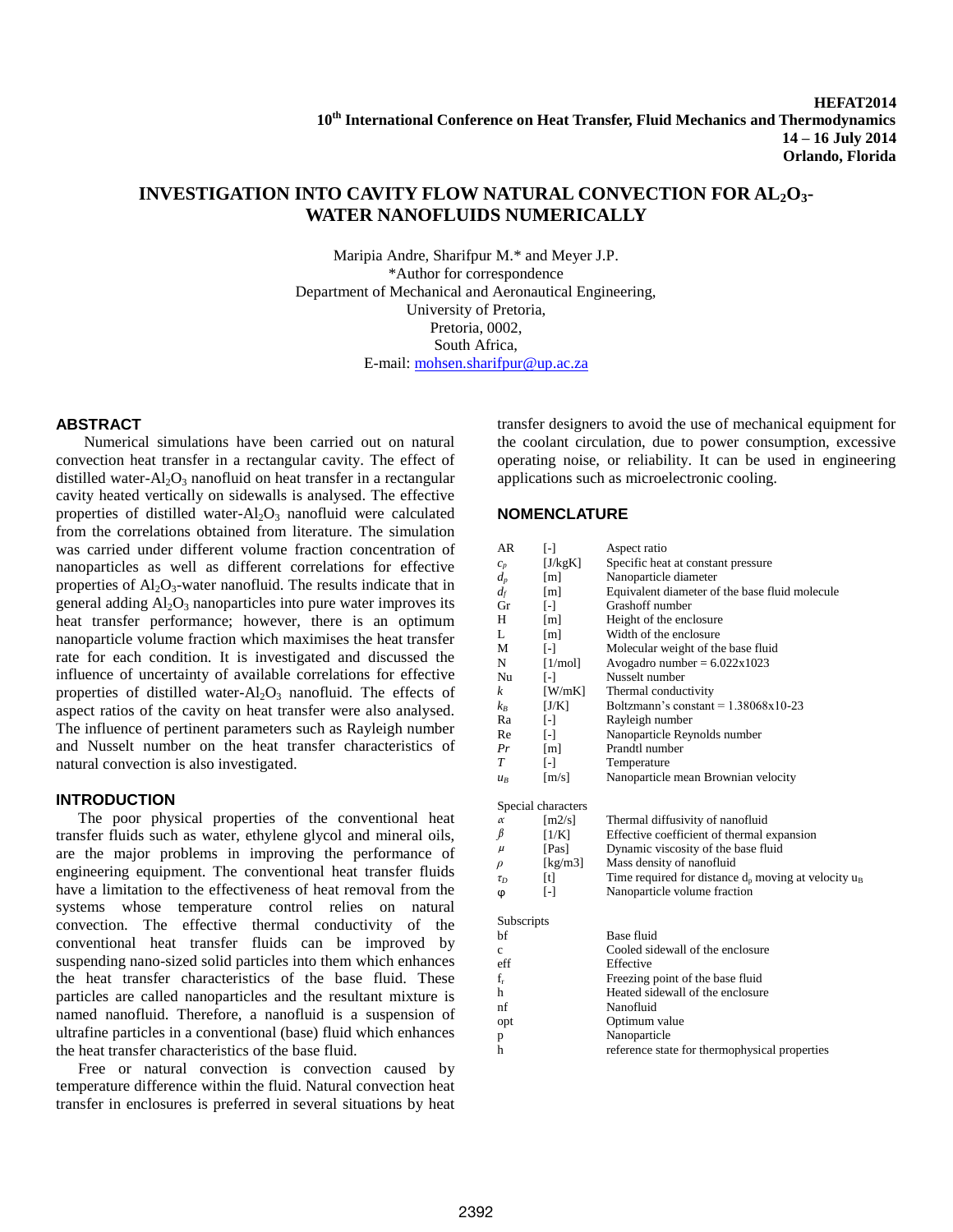HEFAT2014
10th International Conference on Heat Transfer, Fluid Mechanics and Thermodynamics
14 – 16 July 2014
Orlando, Florida

# INVESTIGATION INTO CAVITY FLOW NATURAL CONVECTION FOR $AL_2O_3$-WATER NANOFLUIDS NUMERICALLY

Maripia Andre, Sharifpur M.* and Meyer J.P.
*Author for correspondence
Department of Mechanical and Aeronautical Engineering,
University of Pretoria,
Pretoria, 0002,
South Africa,
E-mail: mohsen.sharifpur@up.ac.za

## ABSTRACT

Numerical simulations have been carried out on natural convection heat transfer in a rectangular cavity. The effect of distilled water-$Al_2O_3$ nanofluid on heat transfer in a rectangular cavity heated vertically on sidewalls is analysed. The effective properties of distilled water-$Al_2O_3$ nanofluid were calculated from the correlations obtained from literature. The simulation was carried under different volume fraction concentration of nanoparticles as well as different correlations for effective properties of $Al_2O_3$-water nanofluid. The results indicate that in general adding $Al_2O_3$ nanoparticles into pure water improves its heat transfer performance; however, there is an optimum nanoparticle volume fraction which maximises the heat transfer rate for each condition. It is investigated and discussed the influence of uncertainty of available correlations for effective properties of distilled water-$Al_2O_3$ nanofluid. The effects of aspect ratios of the cavity on heat transfer were also analysed. The influence of pertinent parameters such as Rayleigh number and Nusselt number on the heat transfer characteristics of natural convection is also investigated.

## INTRODUCTION

The poor physical properties of the conventional heat transfer fluids such as water, ethylene glycol and mineral oils, are the major problems in improving the performance of engineering equipment. The conventional heat transfer fluids have a limitation to the effectiveness of heat removal from the systems whose temperature control relies on natural convection. The effective thermal conductivity of the conventional heat transfer fluids can be improved by suspending nano-sized solid particles into them which enhances the heat transfer characteristics of the base fluid. These particles are called nanoparticles and the resultant mixture is named nanofluid. Therefore, a nanofluid is a suspension of ultrafine particles in a conventional (base) fluid which enhances the heat transfer characteristics of the base fluid.

Free or natural convection is convection caused by temperature difference within the fluid. Natural convection heat transfer in enclosures is preferred in several situations by heat transfer designers to avoid the use of mechanical equipment for the coolant circulation, due to power consumption, excessive operating noise, or reliability. It can be used in engineering applications such as microelectronic cooling.

## NOMENCLATURE

| | | |
|---|---|---|
| AR | [-] | Aspect ratio |
| $c_p$ | [J/kgK] | Specific heat at constant pressure |
| $d_p$ | [m] | Nanoparticle diameter |
| $d_f$ | [m] | Equivalent diameter of the base fluid molecule |
| Gr | [-] | Grashoff number |
| H | [m] | Height of the enclosure |
| L | [m] | Width of the enclosure |
| M | [-] | Molecular weight of the base fluid |
| N | [1/mol] | Avogadro number = 6.022x1023 |
| Nu | [-] | Nusselt number |
| $k$ | [W/mK] | Thermal conductivity |
| $k_B$ | [J/K] | Boltzmann's constant = 1.38068x10-23 |
| Ra | [-] | Rayleigh number |
| Re | [-] | Nanoparticle Reynolds number |
| $Pr$ | [m] | Prandtl number |
| $T$ | [-] | Temperature |
| $u_B$ | [m/s] | Nanoparticle mean Brownian velocity |

Special characters

| | | |
|---|---|---|
| $\alpha$ | [m2/s] | Thermal diffusivity of nanofluid |
| $\beta$ | [1/K] | Effective coefficient of thermal expansion |
| $\mu$ | [Pas] | Dynamic viscosity of the base fluid |
| $\rho$ | [kg/m3] | Mass density of nanofluid |
| $\tau_D$ | [t] | Time required for distance $d_p$ moving at velocity $u_B$ |
| φ | [-] | Nanoparticle volume fraction |

Subscripts

| | |
|---|---|
| bf | Base fluid |
| c | Cooled sidewall of the enclosure |
| eff | Effective |
| $f_r$ | Freezing point of the base fluid |
| h | Heated sidewall of the enclosure |
| nf | Nanofluid |
| opt | Optimum value |
| p | Nanoparticle |
| h | reference state for thermophysical properties |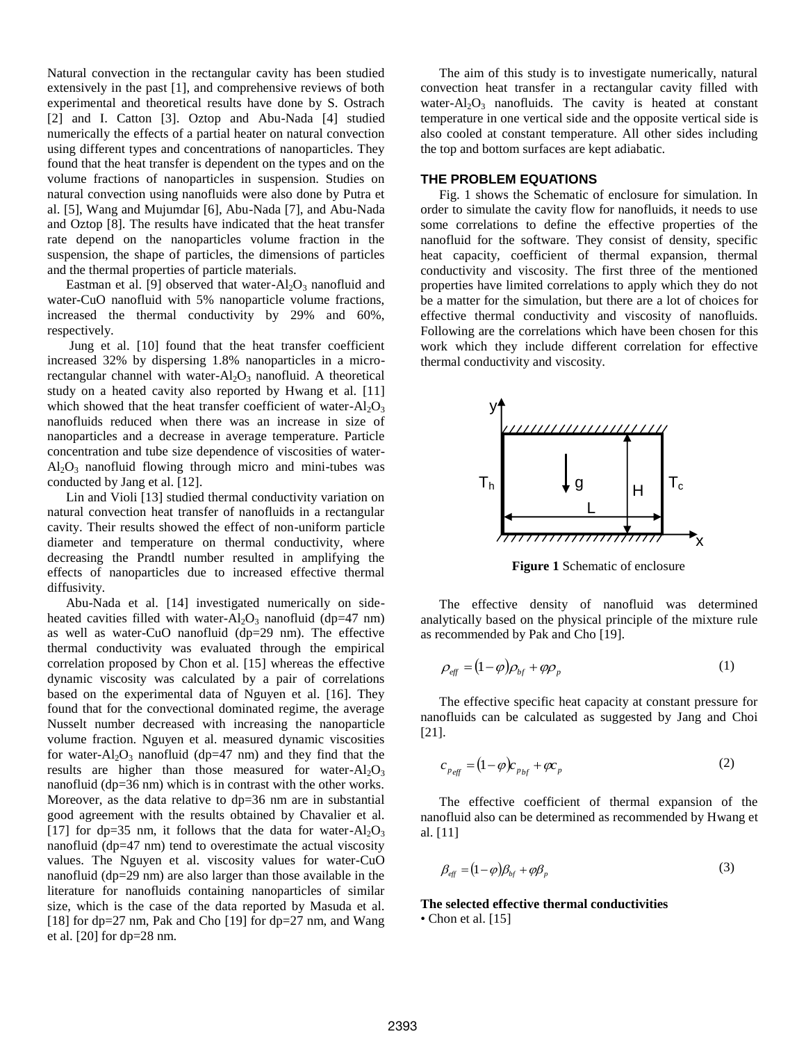Natural convection in the rectangular cavity has been studied extensively in the past [1], and comprehensive reviews of both experimental and theoretical results have done by S. Ostrach [2] and I. Catton [3]. Oztop and Abu-Nada [4] studied numerically the effects of a partial heater on natural convection using different types and concentrations of nanoparticles. They found that the heat transfer is dependent on the types and on the volume fractions of nanoparticles in suspension. Studies on natural convection using nanofluids were also done by Putra et al. [5], Wang and Mujumdar [6], Abu-Nada [7], and Abu-Nada and Oztop [8]. The results have indicated that the heat transfer rate depend on the nanoparticles volume fraction in the suspension, the shape of particles, the dimensions of particles and the thermal properties of particle materials.

Eastman et al. [9] observed that water-$Al_2O_3$ nanofluid and water-CuO nanofluid with 5% nanoparticle volume fractions, increased the thermal conductivity by 29% and 60%, respectively.

Jung et al. [10] found that the heat transfer coefficient increased 32% by dispersing 1.8% nanoparticles in a micro-rectangular channel with water-$Al_2O_3$ nanofluid. A theoretical study on a heated cavity also reported by Hwang et al. [11] which showed that the heat transfer coefficient of water-$Al_2O_3$ nanofluids reduced when there was an increase in size of nanoparticles and a decrease in average temperature. Particle concentration and tube size dependence of viscosities of water-$Al_2O_3$ nanofluid flowing through micro and mini-tubes was conducted by Jang et al. [12].

Lin and Violi [13] studied thermal conductivity variation on natural convection heat transfer of nanofluids in a rectangular cavity. Their results showed the effect of non-uniform particle diameter and temperature on thermal conductivity, where decreasing the Prandtl number resulted in amplifying the effects of nanoparticles due to increased effective thermal diffusivity.

Abu-Nada et al. [14] investigated numerically on side-heated cavities filled with water-$Al_2O_3$ nanofluid (dp=47 nm) as well as water-CuO nanofluid (dp=29 nm). The effective thermal conductivity was evaluated through the empirical correlation proposed by Chon et al. [15] whereas the effective dynamic viscosity was calculated by a pair of correlations based on the experimental data of Nguyen et al. [16]. They found that for the convectional dominated regime, the average Nusselt number decreased with increasing the nanoparticle volume fraction. Nguyen et al. measured dynamic viscosities for water-$Al_2O_3$ nanofluid (dp=47 nm) and they find that the results are higher than those measured for water-$Al_2O_3$ nanofluid (dp=36 nm) which is in contrast with the other works. Moreover, as the data relative to dp=36 nm are in substantial good agreement with the results obtained by Chavalier et al. [17] for dp=35 nm, it follows that the data for water-$Al_2O_3$ nanofluid (dp=47 nm) tend to overestimate the actual viscosity values. The Nguyen et al. viscosity values for water-CuO nanofluid (dp=29 nm) are also larger than those available in the literature for nanofluids containing nanoparticles of similar size, which is the case of the data reported by Masuda et al. [18] for dp=27 nm, Pak and Cho [19] for dp=27 nm, and Wang et al. [20] for dp=28 nm.

The aim of this study is to investigate numerically, natural convection heat transfer in a rectangular cavity filled with water-$Al_2O_3$ nanofluids. The cavity is heated at constant temperature in one vertical side and the opposite vertical side is also cooled at constant temperature. All other sides including the top and bottom surfaces are kept adiabatic.

## THE PROBLEM EQUATIONS

Fig. 1 shows the Schematic of enclosure for simulation. In order to simulate the cavity flow for nanofluids, it needs to use some correlations to define the effective properties of the nanofluid for the software. They consist of density, specific heat capacity, coefficient of thermal expansion, thermal conductivity and viscosity. The first three of the mentioned properties have limited correlations to apply which they do not be a matter for the simulation, but there are a lot of choices for effective thermal conductivity and viscosity of nanofluids. Following are the correlations which have been chosen for this work which they include different correlation for effective thermal conductivity and viscosity.

**Figure 1** Schematic of enclosure

The effective density of nanofluid was determined analytically based on the physical principle of the mixture rule as recommended by Pak and Cho [19].

$$\rho_{eff} = (1-\varphi)\rho_{bf} + \varphi\rho_p \tag{1}$$

The effective specific heat capacity at constant pressure for nanofluids can be calculated as suggested by Jang and Choi [21].

$$c_{p_{eff}} = (1-\varphi)c_{p_{bf}} + \varphi c_p \tag{2}$$

The effective coefficient of thermal expansion of the nanofluid also can be determined as recommended by Hwang et al. [11]

$$\beta_{eff} = (1-\varphi)\beta_{bf} + \varphi\beta_p \tag{3}$$

**The selected effective thermal conductivities**

- Chon et al. [15]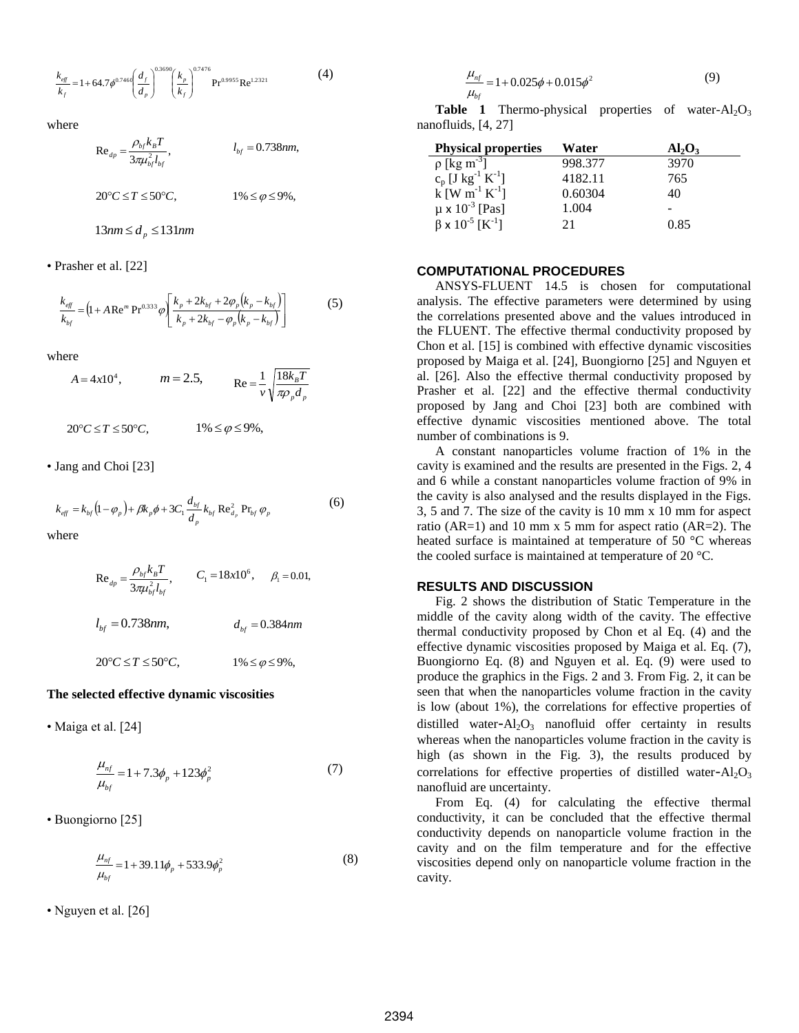$$\frac{k_{eff}}{k_f} = 1 + 64.7\phi^{0.7460}\left(\frac{d_f}{d_p}\right)^{0.3690}\left(\frac{k_p}{k_f}\right)^{0.7476}\Pr^{0.9955}\mathrm{Re}^{1.2321} \tag{4}$$

where

$$\mathrm{Re}_{dp} = \frac{\rho_{bf}k_B T}{3\pi\mu_{bf}^2 l_{bf}}, \qquad l_{bf} = 0.738nm,$$

$$20°C \le T \le 50°C, \qquad 1\% \le \varphi \le 9\%,$$

$$13nm \le d_p \le 131nm$$

• Prasher et al. [22]

$$\frac{k_{eff}}{k_{bf}} = \left(1 + A\mathrm{Re}^m \Pr^{0.333}\varphi\right)\left[\frac{k_p + 2k_{bf} + 2\varphi_p\left(k_p - k_{bf}\right)}{k_p + 2k_{bf} - \varphi_p\left(k_p - k_{bf}\right)}\right] \tag{5}$$

where

$$A = 4x10^4, \qquad m = 2.5, \qquad \mathrm{Re} = \frac{1}{v}\sqrt{\frac{18k_B T}{\pi\rho_p d_p}}$$

$$20°C \le T \le 50°C, \qquad 1\% \le \varphi \le 9\%,$$

• Jang and Choi [23]

$$k_{eff} = k_{bf}\left(1-\varphi_p\right) + \beta k_p\phi + 3C_1\frac{d_{bf}}{d_p}k_{bf}\,\mathrm{Re}_{d_p}^2\,\Pr_{bf}\varphi_p \tag{6}$$

where

$$\mathrm{Re}_{dp} = \frac{\rho_{bf}k_B T}{3\pi\mu_{bf}^2 l_{bf}}, \qquad C_1 = 18x10^6, \qquad \beta_1 = 0.01,$$

$$l_{bf} = 0.738nm, \qquad d_{bf} = 0.384nm$$

$$20°C \le T \le 50°C, \qquad 1\% \le \varphi \le 9\%,$$

**The selected effective dynamic viscosities**

• Maiga et al. [24]

$$\frac{\mu_{nf}}{\mu_{bf}} = 1 + 7.3\phi_p + 123\phi_p^2 \tag{7}$$

• Buongiorno [25]

$$\frac{\mu_{nf}}{\mu_{bf}} = 1 + 39.11\phi_p + 533.9\phi_p^2 \tag{8}$$

• Nguyen et al. [26]

$$\frac{\mu_{nf}}{\mu_{bf}} = 1 + 0.025\phi + 0.015\phi^2 \tag{9}$$

**Table 1** Thermo-physical properties of water-$Al_2O_3$ nanofluids, [4, 27]

| Physical properties | Water | $Al_2O_3$ |
|---|---|---|
| ρ [kg m$^{-3}$] | 998.377 | 3970 |
| $c_p$ [J kg$^{-1}$ K$^{-1}$] | 4182.11 | 765 |
| k [W m$^{-1}$ K$^{-1}$] | 0.60304 | 40 |
| μ x 10$^{-3}$ [Pas] | 1.004 | - |
| β x 10$^{-5}$ [K$^{-1}$] | 21 | 0.85 |

## COMPUTATIONAL PROCEDURES

ANSYS-FLUENT 14.5 is chosen for computational analysis. The effective parameters were determined by using the correlations presented above and the values introduced in the FLUENT. The effective thermal conductivity proposed by Chon et al. [15] is combined with effective dynamic viscosities proposed by Maiga et al. [24], Buongiorno [25] and Nguyen et al. [26]. Also the effective thermal conductivity proposed by Prasher et al. [22] and the effective thermal conductivity proposed by Jang and Choi [23] both are combined with effective dynamic viscosities mentioned above. The total number of combinations is 9.

A constant nanoparticles volume fraction of 1% in the cavity is examined and the results are presented in the Figs. 2, 4 and 6 while a constant nanoparticles volume fraction of 9% in the cavity is also analysed and the results displayed in the Figs. 3, 5 and 7. The size of the cavity is 10 mm x 10 mm for aspect ratio (AR=1) and 10 mm x 5 mm for aspect ratio (AR=2). The heated surface is maintained at temperature of 50 °C whereas the cooled surface is maintained at temperature of 20 °C.

## RESULTS AND DISCUSSION

Fig. 2 shows the distribution of Static Temperature in the middle of the cavity along width of the cavity. The effective thermal conductivity proposed by Chon et al Eq. (4) and the effective dynamic viscosities proposed by Maiga et al. Eq. (7), Buongiorno Eq. (8) and Nguyen et al. Eq. (9) were used to produce the graphics in the Figs. 2 and 3. From Fig. 2, it can be seen that when the nanoparticles volume fraction in the cavity is low (about 1%), the correlations for effective properties of distilled water-$Al_2O_3$ nanofluid offer certainty in results whereas when the nanoparticles volume fraction in the cavity is high (as shown in the Fig. 3), the results produced by correlations for effective properties of distilled water-$Al_2O_3$ nanofluid are uncertainty.

From Eq. (4) for calculating the effective thermal conductivity, it can be concluded that the effective thermal conductivity depends on nanoparticle volume fraction in the cavity and on the film temperature and for the effective viscosities depend only on nanoparticle volume fraction in the cavity.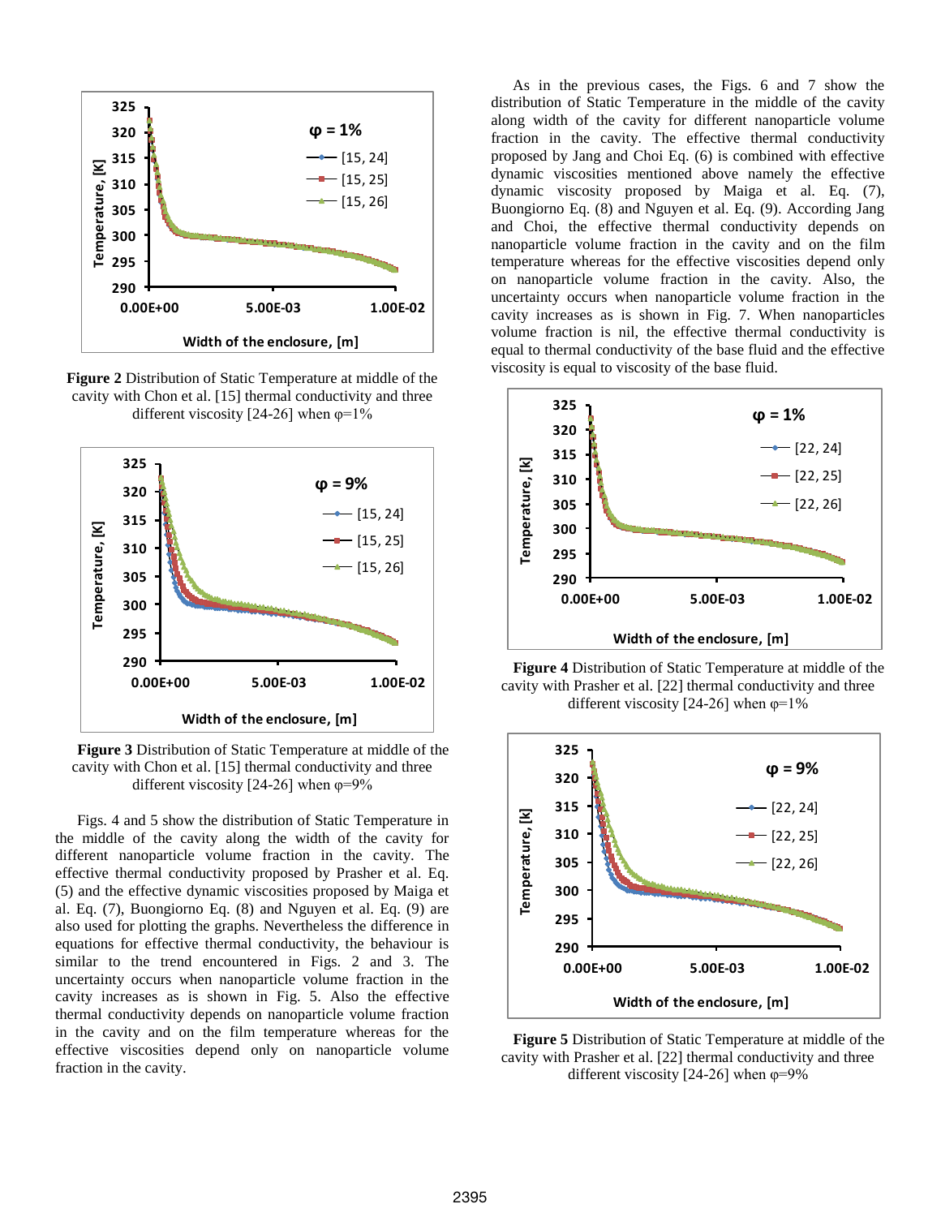**Figure 2** Distribution of Static Temperature at middle of the cavity with Chon et al. [15] thermal conductivity and three different viscosity [24-26] when φ=1%

**Figure 3** Distribution of Static Temperature at middle of the cavity with Chon et al. [15] thermal conductivity and three different viscosity [24-26] when φ=9%

Figs. 4 and 5 show the distribution of Static Temperature in the middle of the cavity along the width of the cavity for different nanoparticle volume fraction in the cavity. The effective thermal conductivity proposed by Prasher et al. Eq. (5) and the effective dynamic viscosities proposed by Maiga et al. Eq. (7), Buongiorno Eq. (8) and Nguyen et al. Eq. (9) are also used for plotting the graphs. Nevertheless the difference in equations for effective thermal conductivity, the behaviour is similar to the trend encountered in Figs. 2 and 3. The uncertainty occurs when nanoparticle volume fraction in the cavity increases as is shown in Fig. 5. Also the effective thermal conductivity depends on nanoparticle volume fraction in the cavity and on the film temperature whereas for the effective viscosities depend only on nanoparticle volume fraction in the cavity.

As in the previous cases, the Figs. 6 and 7 show the distribution of Static Temperature in the middle of the cavity along width of the cavity for different nanoparticle volume fraction in the cavity. The effective thermal conductivity proposed by Jang and Choi Eq. (6) is combined with effective dynamic viscosities mentioned above namely the effective dynamic viscosity proposed by Maiga et al. Eq. (7), Buongiorno Eq. (8) and Nguyen et al. Eq. (9). According Jang and Choi, the effective thermal conductivity depends on nanoparticle volume fraction in the cavity and on the film temperature whereas for the effective viscosities depend only on nanoparticle volume fraction in the cavity. Also, the uncertainty occurs when nanoparticle volume fraction in the cavity increases as is shown in Fig. 7. When nanoparticles volume fraction is nil, the effective thermal conductivity is equal to thermal conductivity of the base fluid and the effective viscosity is equal to viscosity of the base fluid.

**Figure 4** Distribution of Static Temperature at middle of the cavity with Prasher et al. [22] thermal conductivity and three different viscosity [24-26] when φ=1%

**Figure 5** Distribution of Static Temperature at middle of the cavity with Prasher et al. [22] thermal conductivity and three different viscosity [24-26] when φ=9%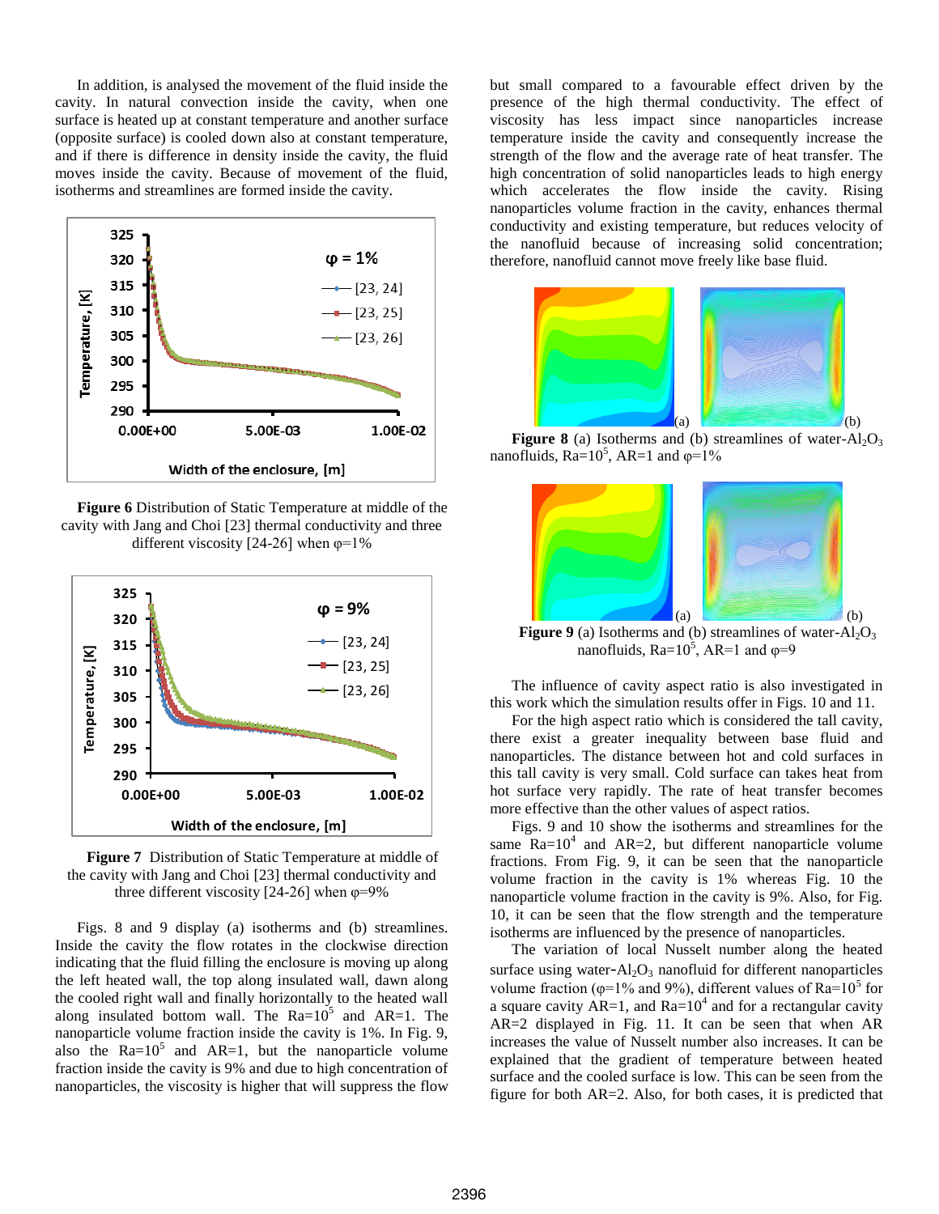In addition, is analysed the movement of the fluid inside the cavity. In natural convection inside the cavity, when one surface is heated up at constant temperature and another surface (opposite surface) is cooled down also at constant temperature, and if there is difference in density inside the cavity, the fluid moves inside the cavity. Because of movement of the fluid, isotherms and streamlines are formed inside the cavity.

**Figure 6** Distribution of Static Temperature at middle of the cavity with Jang and Choi [23] thermal conductivity and three different viscosity [24-26] when φ=1%

**Figure 7** Distribution of Static Temperature at middle of the cavity with Jang and Choi [23] thermal conductivity and three different viscosity [24-26] when φ=9%

Figs. 8 and 9 display (a) isotherms and (b) streamlines. Inside the cavity the flow rotates in the clockwise direction indicating that the fluid filling the enclosure is moving up along the left heated wall, the top along insulated wall, dawn along the cooled right wall and finally horizontally to the heated wall along insulated bottom wall. The $Ra=10^5$ and AR=1. The nanoparticle volume fraction inside the cavity is 1%. In Fig. 9, also the $Ra=10^5$ and AR=1, but the nanoparticle volume fraction inside the cavity is 9% and due to high concentration of nanoparticles, the viscosity is higher that will suppress the flow but small compared to a favourable effect driven by the presence of the high thermal conductivity. The effect of viscosity has less impact since nanoparticles increase temperature inside the cavity and consequently increase the strength of the flow and the average rate of heat transfer. The high concentration of solid nanoparticles leads to high energy which accelerates the flow inside the cavity. Rising nanoparticles volume fraction in the cavity, enhances thermal conductivity and existing temperature, but reduces velocity of the nanofluid because of increasing solid concentration; therefore, nanofluid cannot move freely like base fluid.

**Figure 8** (a) Isotherms and (b) streamlines of water-$Al_2O_3$ nanofluids, $Ra=10^5$, AR=1 and φ=1%

**Figure 9** (a) Isotherms and (b) streamlines of water-$Al_2O_3$ nanofluids, $Ra=10^5$, AR=1 and φ=9

The influence of cavity aspect ratio is also investigated in this work which the simulation results offer in Figs. 10 and 11.

For the high aspect ratio which is considered the tall cavity, there exist a greater inequality between base fluid and nanoparticles. The distance between hot and cold surfaces in this tall cavity is very small. Cold surface can takes heat from hot surface very rapidly. The rate of heat transfer becomes more effective than the other values of aspect ratios.

Figs. 9 and 10 show the isotherms and streamlines for the same $Ra=10^4$ and AR=2, but different nanoparticle volume fractions. From Fig. 9, it can be seen that the nanoparticle volume fraction in the cavity is 1% whereas Fig. 10 the nanoparticle volume fraction in the cavity is 9%. Also, for Fig. 10, it can be seen that the flow strength and the temperature isotherms are influenced by the presence of nanoparticles.

The variation of local Nusselt number along the heated surface using water-$Al_2O_3$ nanofluid for different nanoparticles volume fraction (φ=1% and 9%), different values of $Ra=10^5$ for a square cavity AR=1, and $Ra=10^4$ and for a rectangular cavity AR=2 displayed in Fig. 11. It can be seen that when AR increases the value of Nusselt number also increases. It can be explained that the gradient of temperature between heated surface and the cooled surface is low. This can be seen from the figure for both AR=2. Also, for both cases, it is predicted that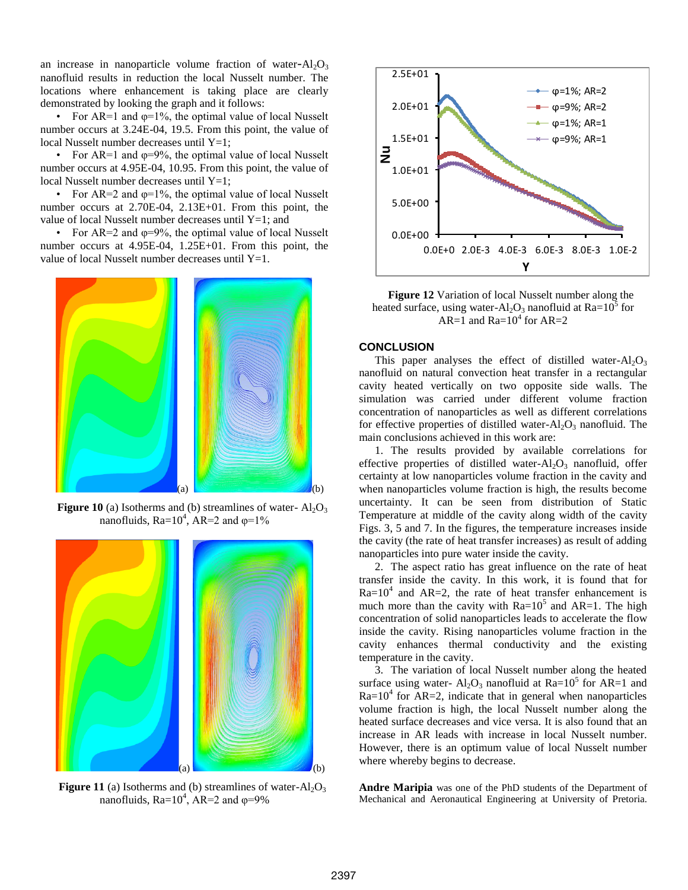an increase in nanoparticle volume fraction of water-$Al_2O_3$ nanofluid results in reduction the local Nusselt number. The locations where enhancement is taking place are clearly demonstrated by looking the graph and it follows:

- For AR=1 and φ=1%, the optimal value of local Nusselt number occurs at 3.24E-04, 19.5. From this point, the value of local Nusselt number decreases until Y=1;
- For AR=1 and φ=9%, the optimal value of local Nusselt number occurs at 4.95E-04, 10.95. From this point, the value of local Nusselt number decreases until Y=1;
- For AR=2 and φ=1%, the optimal value of local Nusselt number occurs at 2.70E-04, 2.13E+01. From this point, the value of local Nusselt number decreases until Y=1; and
- For AR=2 and φ=9%, the optimal value of local Nusselt number occurs at 4.95E-04, 1.25E+01. From this point, the value of local Nusselt number decreases until Y=1.

**Figure 10** (a) Isotherms and (b) streamlines of water- $Al_2O_3$ nanofluids, $Ra=10^4$, AR=2 and φ=1%

**Figure 11** (a) Isotherms and (b) streamlines of water-$Al_2O_3$ nanofluids, $Ra=10^4$, AR=2 and φ=9%

**Figure 12** Variation of local Nusselt number along the heated surface, using water-$Al_2O_3$ nanofluid at $Ra=10^5$ for AR=1 and $Ra=10^4$ for AR=2

## CONCLUSION

This paper analyses the effect of distilled water-$Al_2O_3$ nanofluid on natural convection heat transfer in a rectangular cavity heated vertically on two opposite side walls. The simulation was carried under different volume fraction concentration of nanoparticles as well as different correlations for effective properties of distilled water-$Al_2O_3$ nanofluid. The main conclusions achieved in this work are:

1. The results provided by available correlations for effective properties of distilled water-$Al_2O_3$ nanofluid, offer certainty at low nanoparticles volume fraction in the cavity and when nanoparticles volume fraction is high, the results become uncertainty. It can be seen from distribution of Static Temperature at middle of the cavity along width of the cavity Figs. 3, 5 and 7. In the figures, the temperature increases inside the cavity (the rate of heat transfer increases) as result of adding nanoparticles into pure water inside the cavity.

2. The aspect ratio has great influence on the rate of heat transfer inside the cavity. In this work, it is found that for $Ra=10^4$ and AR=2, the rate of heat transfer enhancement is much more than the cavity with $Ra=10^5$ and AR=1. The high concentration of solid nanoparticles leads to accelerate the flow inside the cavity. Rising nanoparticles volume fraction in the cavity enhances thermal conductivity and the existing temperature in the cavity.

3. The variation of local Nusselt number along the heated surface using water- $Al_2O_3$ nanofluid at $Ra=10^5$ for AR=1 and $Ra=10^4$ for AR=2, indicate that in general when nanoparticles volume fraction is high, the local Nusselt number along the heated surface decreases and vice versa. It is also found that an increase in AR leads with increase in local Nusselt number. However, there is an optimum value of local Nusselt number where whereby begins to decrease.

**Andre Maripia** was one of the PhD students of the Department of Mechanical and Aeronautical Engineering at University of Pretoria.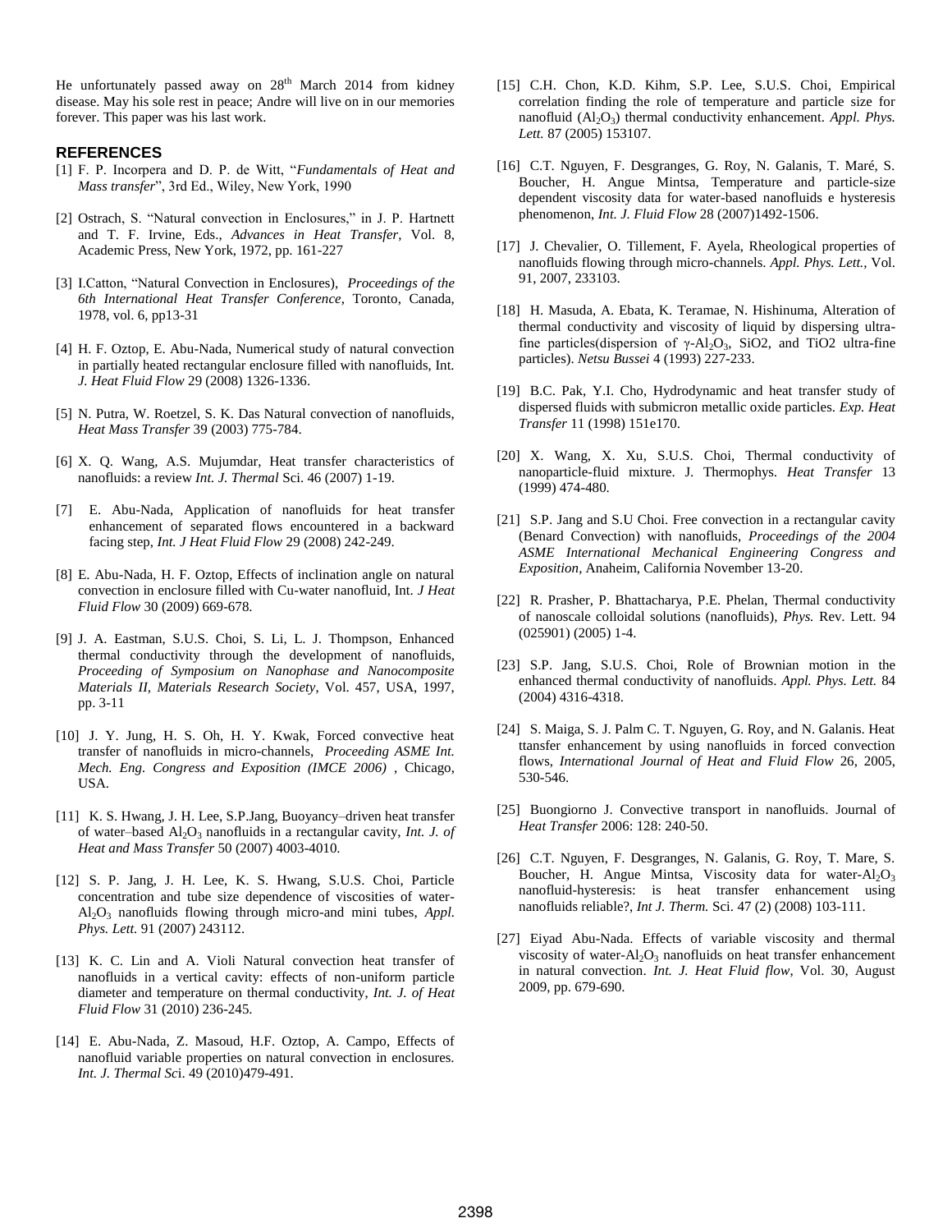He unfortunately passed away on 28th March 2014 from kidney disease. May his sole rest in peace; Andre will live on in our memories forever. This paper was his last work.

## REFERENCES

[1] F. P. Incorpera and D. P. de Witt, "*Fundamentals of Heat and Mass transfer*", 3rd Ed., Wiley, New York, 1990

[2] Ostrach, S. "Natural convection in Enclosures," in J. P. Hartnett and T. F. Irvine, Eds., *Advances in Heat Transfer*, Vol. 8, Academic Press, New York, 1972, pp. 161-227

[3] I.Catton, "Natural Convection in Enclosures), *Proceedings of the 6th International Heat Transfer Conference*, Toronto, Canada, 1978, vol. 6, pp13-31

[4] H. F. Oztop, E. Abu-Nada, Numerical study of natural convection in partially heated rectangular enclosure filled with nanofluids, Int. *J. Heat Fluid Flow* 29 (2008) 1326-1336.

[5] N. Putra, W. Roetzel, S. K. Das Natural convection of nanofluids, *Heat Mass Transfer* 39 (2003) 775-784.

[6] X. Q. Wang, A.S. Mujumdar, Heat transfer characteristics of nanofluids: a review *Int. J. Thermal* Sci. 46 (2007) 1-19.

[7] E. Abu-Nada, Application of nanofluids for heat transfer enhancement of separated flows encountered in a backward facing step, *Int. J Heat Fluid Flow* 29 (2008) 242-249.

[8] E. Abu-Nada, H. F. Oztop, Effects of inclination angle on natural convection in enclosure filled with Cu-water nanofluid, Int. *J Heat Fluid Flow* 30 (2009) 669-678.

[9] J. A. Eastman, S.U.S. Choi, S. Li, L. J. Thompson, Enhanced thermal conductivity through the development of nanofluids, *Proceeding of Symposium on Nanophase and Nanocomposite Materials II, Materials Research Society*, Vol. 457, USA, 1997, pp. 3-11

[10] J. Y. Jung, H. S. Oh, H. Y. Kwak, Forced convective heat transfer of nanofluids in micro-channels, *Proceeding ASME Int. Mech. Eng. Congress and Exposition (IMCE 2006)* , Chicago, USA.

[11] K. S. Hwang, J. H. Lee, S.P.Jang, Buoyancy–driven heat transfer of water–based $Al_2O_3$ nanofluids in a rectangular cavity, *Int. J. of Heat and Mass Transfer* 50 (2007) 4003-4010.

[12] S. P. Jang, J. H. Lee, K. S. Hwang, S.U.S. Choi, Particle concentration and tube size dependence of viscosities of water-$Al_2O_3$ nanofluids flowing through micro-and mini tubes, *Appl. Phys. Lett.* 91 (2007) 243112.

[13] K. C. Lin and A. Violi Natural convection heat transfer of nanofluids in a vertical cavity: effects of non-uniform particle diameter and temperature on thermal conductivity, *Int. J. of Heat Fluid Flow* 31 (2010) 236-245.

[14] E. Abu-Nada, Z. Masoud, H.F. Oztop, A. Campo, Effects of nanofluid variable properties on natural convection in enclosures. *Int. J. Thermal Sc*i. 49 (2010)479-491.

[15] C.H. Chon, K.D. Kihm, S.P. Lee, S.U.S. Choi, Empirical correlation finding the role of temperature and particle size for nanofluid ($Al_2O_3$) thermal conductivity enhancement. *Appl. Phys. Lett.* 87 (2005) 153107.

[16] C.T. Nguyen, F. Desgranges, G. Roy, N. Galanis, T. Maré, S. Boucher, H. Angue Mintsa, Temperature and particle-size dependent viscosity data for water-based nanofluids e hysteresis phenomenon, *Int. J. Fluid Flow* 28 (2007)1492-1506.

[17] J. Chevalier, O. Tillement, F. Ayela, Rheological properties of nanofluids flowing through micro-channels. *Appl. Phys. Lett.*, Vol. 91, 2007, 233103.

[18] H. Masuda, A. Ebata, K. Teramae, N. Hishinuma, Alteration of thermal conductivity and viscosity of liquid by dispersing ultra-fine particles(dispersion of $\gamma$-$Al_2O_3$, SiO2, and TiO2 ultra-fine particles). *Netsu Bussei* 4 (1993) 227-233.

[19] B.C. Pak, Y.I. Cho, Hydrodynamic and heat transfer study of dispersed fluids with submicron metallic oxide particles. *Exp. Heat Transfer* 11 (1998) 151e170.

[20] X. Wang, X. Xu, S.U.S. Choi, Thermal conductivity of nanoparticle-fluid mixture. J. Thermophys. *Heat Transfer* 13 (1999) 474-480.

[21] S.P. Jang and S.U Choi. Free convection in a rectangular cavity (Benard Convection) with nanofluids, *Proceedings of the 2004 ASME International Mechanical Engineering Congress and Exposition*, Anaheim, California November 13-20.

[22] R. Prasher, P. Bhattacharya, P.E. Phelan, Thermal conductivity of nanoscale colloidal solutions (nanofluids), *Phys.* Rev. Lett. 94 (025901) (2005) 1-4.

[23] S.P. Jang, S.U.S. Choi, Role of Brownian motion in the enhanced thermal conductivity of nanofluids. *Appl. Phys. Lett.* 84 (2004) 4316-4318.

[24] S. Maiga, S. J. Palm C. T. Nguyen, G. Roy, and N. Galanis. Heat ttansfer enhancement by using nanofluids in forced convection flows, *International Journal of Heat and Fluid Flow* 26, 2005, 530-546.

[25] Buongiorno J. Convective transport in nanofluids. Journal of *Heat Transfer* 2006: 128: 240-50.

[26] C.T. Nguyen, F. Desgranges, N. Galanis, G. Roy, T. Mare, S. Boucher, H. Angue Mintsa, Viscosity data for water-$Al_2O_3$ nanofluid-hysteresis: is heat transfer enhancement using nanofluids reliable?, *Int J. Therm.* Sci. 47 (2) (2008) 103-111.

[27] Eiyad Abu-Nada. Effects of variable viscosity and thermal viscosity of water-$Al_2O_3$ nanofluids on heat transfer enhancement in natural convection. *Int. J. Heat Fluid flow*, Vol. 30, August 2009, pp. 679-690.